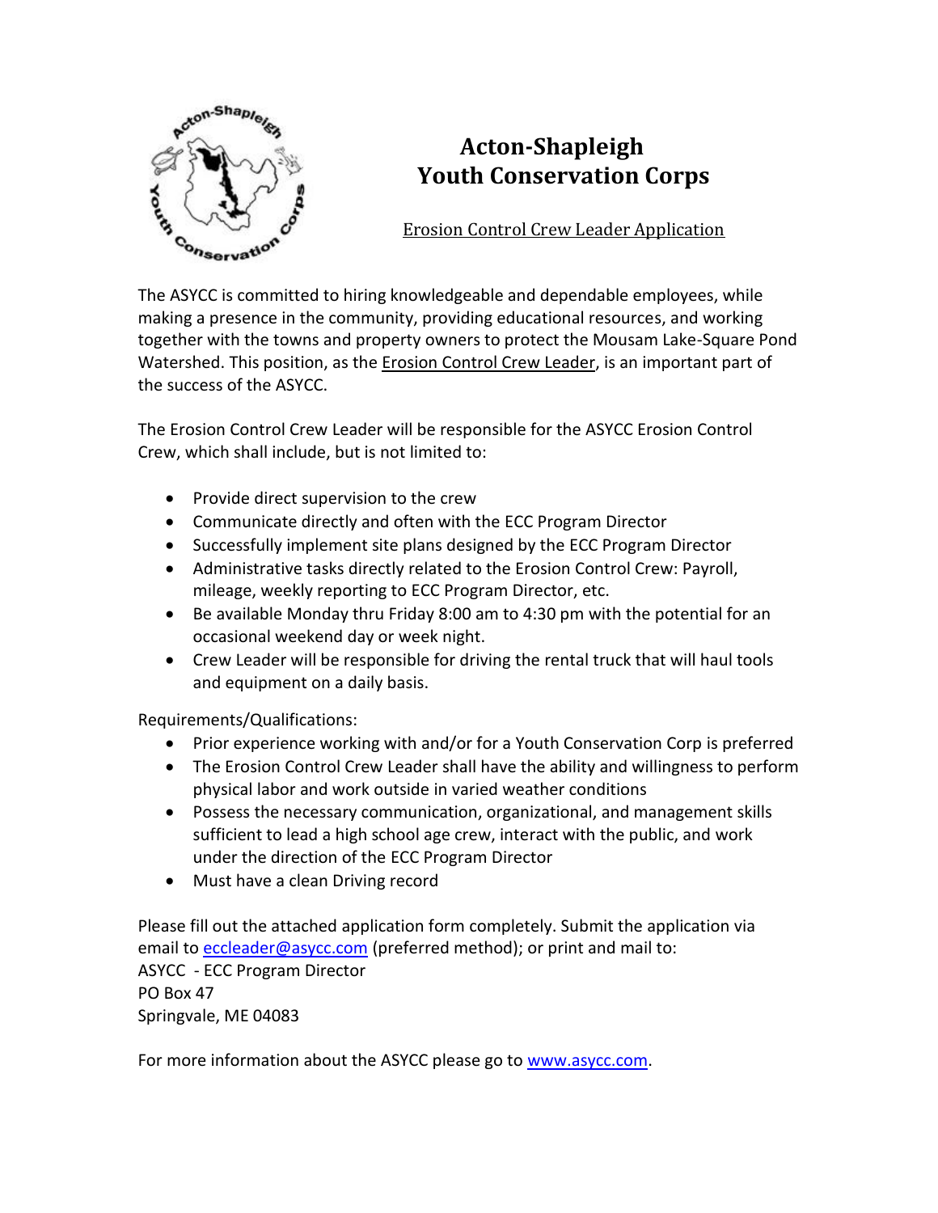# Acton-Shapleigh Youth Conservation Corps

## Erosion Control Crew Leader Application

The ASYCC is committed to hiring knowledgeable and dependable employees, while making a presence in the community, providing educational resources, and working together with the towns and property owners to protect the Mousam Lake-Square Pond Watershed. This position, as the Erosion Control Crew Leader, is an important part of the success of the ASYCC.

The Erosion Control Crew Leader will be responsible for the ASYCC Erosion Control Crew, which shall include, but is not limited to:

- Provide direct supervision to the crew
- Communicate directly and often with the ECC Program Director
- Successfully implement site plans designed by the ECC Program Director
- Administrative tasks directly related to the Erosion Control Crew: Payroll, mileage, weekly reporting to ECC Program Director, etc.
- Be available Monday thru Friday 8:00 am to 4:30 pm with the potential for an occasional weekend day or week night.
- Crew Leader will be responsible for driving the rental truck that will haul tools and equipment on a daily basis.

Requirements/Qualifications:

- Prior experience working with and/or for a Youth Conservation Corp is preferred
- The Erosion Control Crew Leader shall have the ability and willingness to perform physical labor and work outside in varied weather conditions
- Possess the necessary communication, organizational, and management skills sufficient to lead a high school age crew, interact with the public, and work under the direction of the ECC Program Director
- Must have a clean Driving record

Please fill out the attached application form completely. Submit the application via email to eccleader@asycc.com (preferred method); or print and mail to:
ASYCC - ECC Program Director
PO Box 47
Springvale, ME 04083

For more information about the ASYCC please go to www.asycc.com.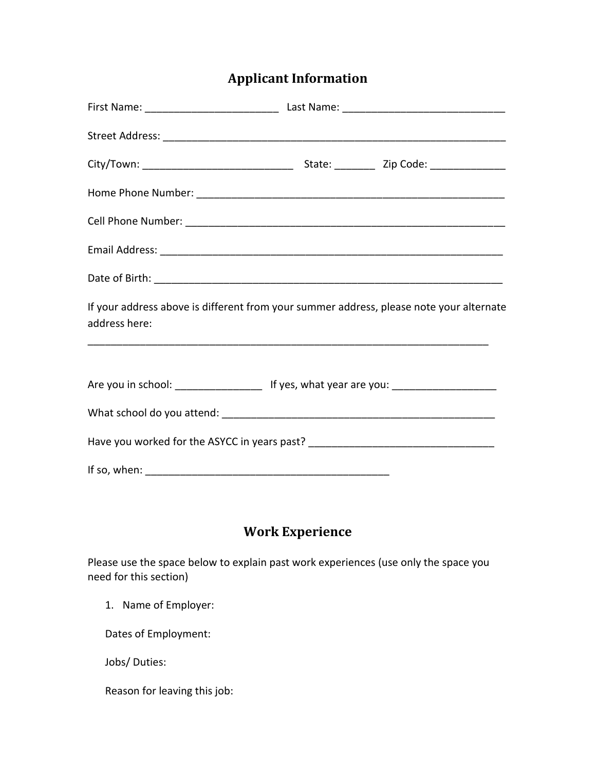## Applicant Information

First Name: _______________________ Last Name: ____________________________

Street Address: ___________________________________________________________

City/Town: __________________________ State: _______ Zip Code: _____________

Home Phone Number: _____________________________________________________

Cell Phone Number: ______________________________________________________

Email Address: _________________________________________________________

Date of Birth: __________________________________________________________

If your address above is different from your summer address, please note your alternate address here:

______________________________________________________________________

Are you in school: _______________ If yes, what year are you: __________________

What school do you attend: _______________________________________________

Have you worked for the ASYCC in years past? ________________________________

If so, when: ___________________________________________

## Work Experience

Please use the space below to explain past work experiences (use only the space you need for this section)

1. Name of Employer:

   Dates of Employment:

   Jobs/ Duties:

   Reason for leaving this job: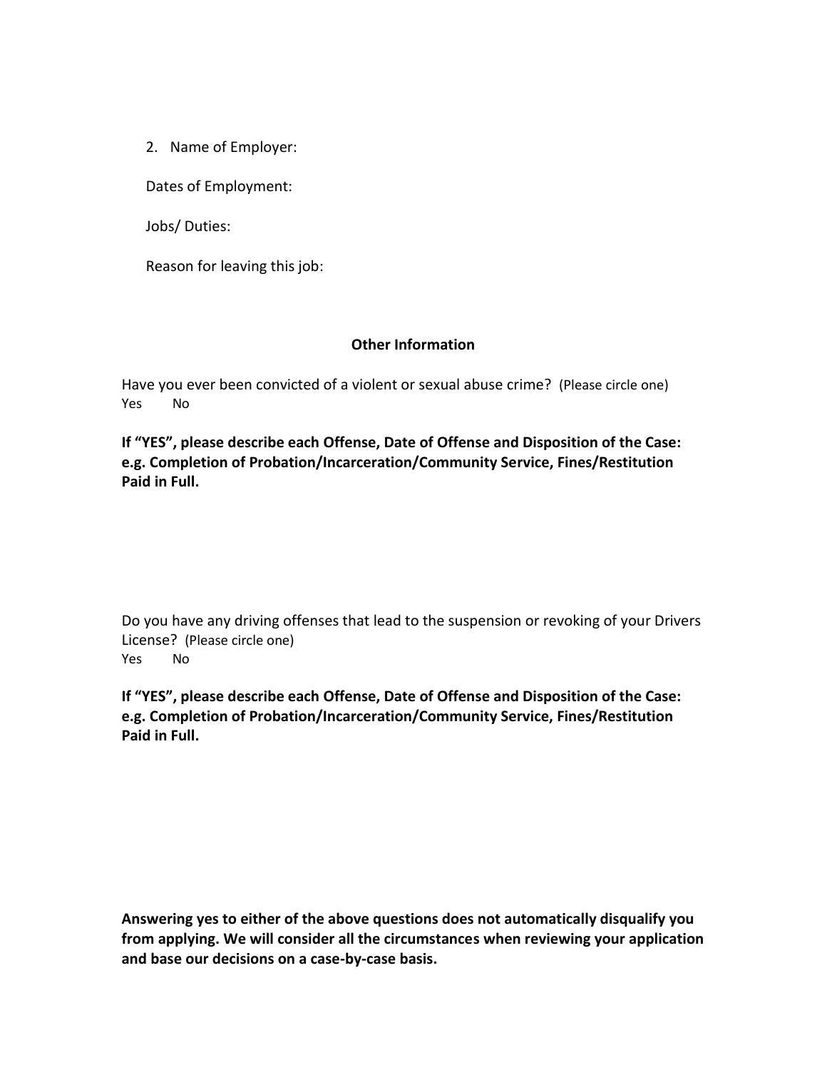2. Name of Employer:

   Dates of Employment:

   Jobs/ Duties:

   Reason for leaving this job:

## Other Information

Have you ever been convicted of a violent or sexual abuse crime? (Please circle one)
Yes No

**If "YES", please describe each Offense, Date of Offense and Disposition of the Case: e.g. Completion of Probation/Incarceration/Community Service, Fines/Restitution Paid in Full.**

Do you have any driving offenses that lead to the suspension or revoking of your Drivers License? (Please circle one)
Yes No

**If "YES", please describe each Offense, Date of Offense and Disposition of the Case: e.g. Completion of Probation/Incarceration/Community Service, Fines/Restitution Paid in Full.**

**Answering yes to either of the above questions does not automatically disqualify you from applying. We will consider all the circumstances when reviewing your application and base our decisions on a case-by-case basis.**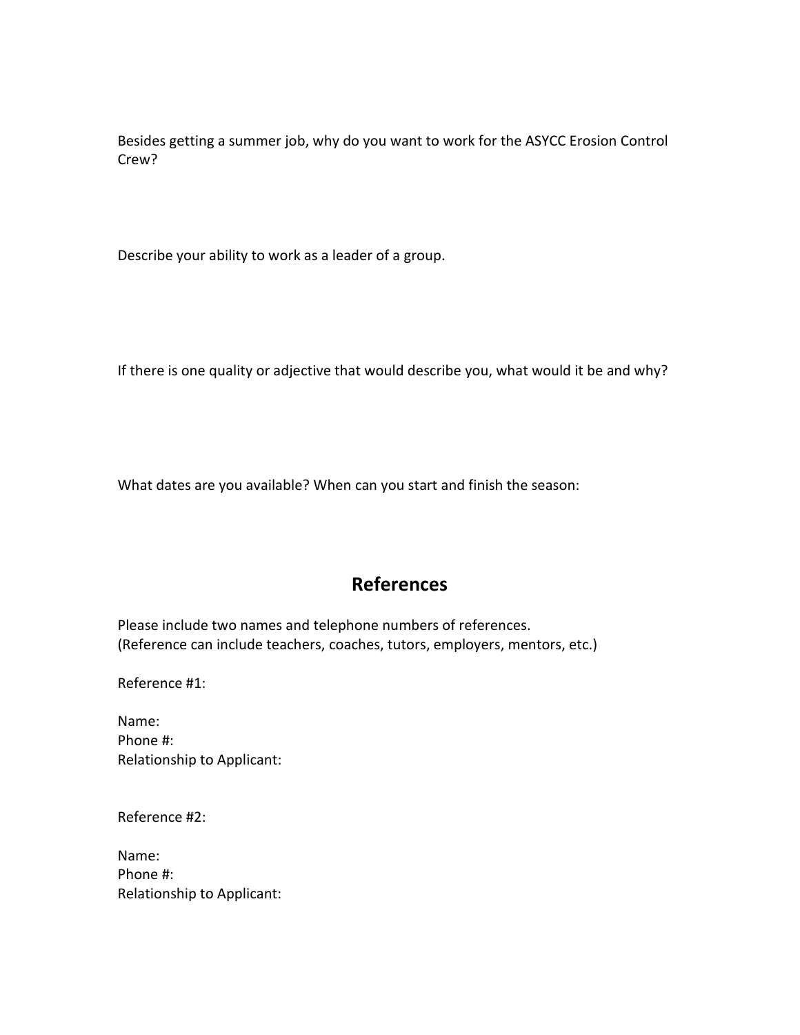Besides getting a summer job, why do you want to work for the ASYCC Erosion Control Crew?

Describe your ability to work as a leader of a group.

If there is one quality or adjective that would describe you, what would it be and why?

What dates are you available? When can you start and finish the season:

## References

Please include two names and telephone numbers of references.
(Reference can include teachers, coaches, tutors, employers, mentors, etc.)

Reference #1:

Name:
Phone #:
Relationship to Applicant:

Reference #2:

Name:
Phone #:
Relationship to Applicant: